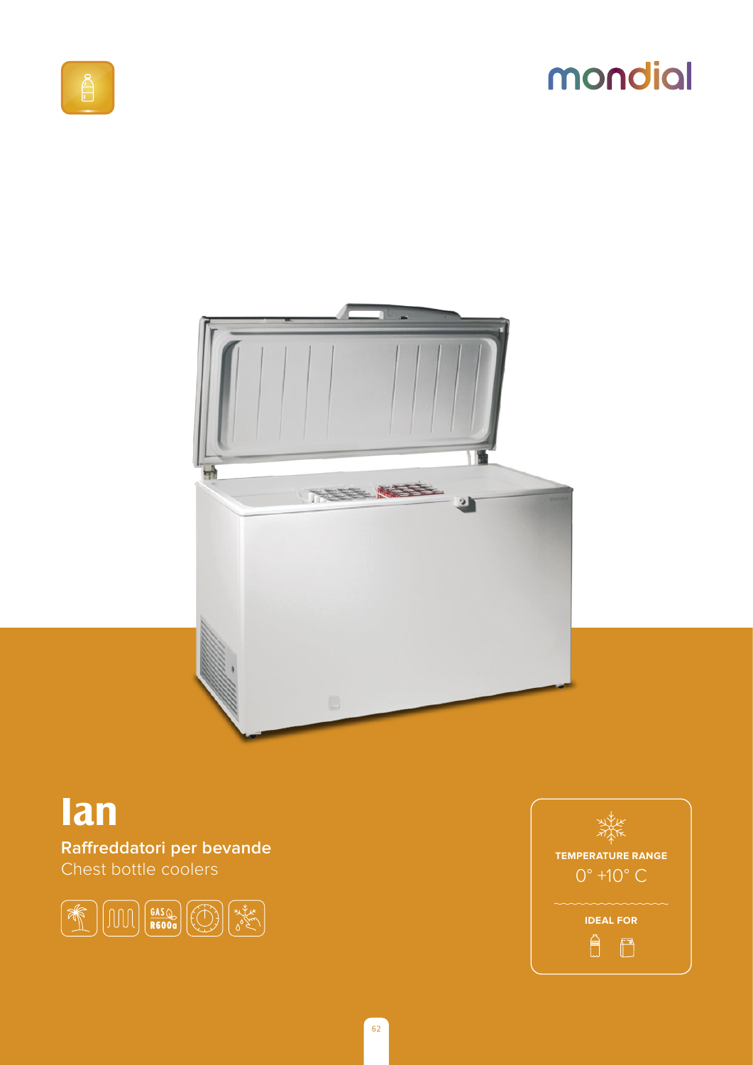# Ian

**Raffreddatori per bevande**

Chest bottle coolers

TEMPERATURE RANGE

0° +10° C

IDEAL FOR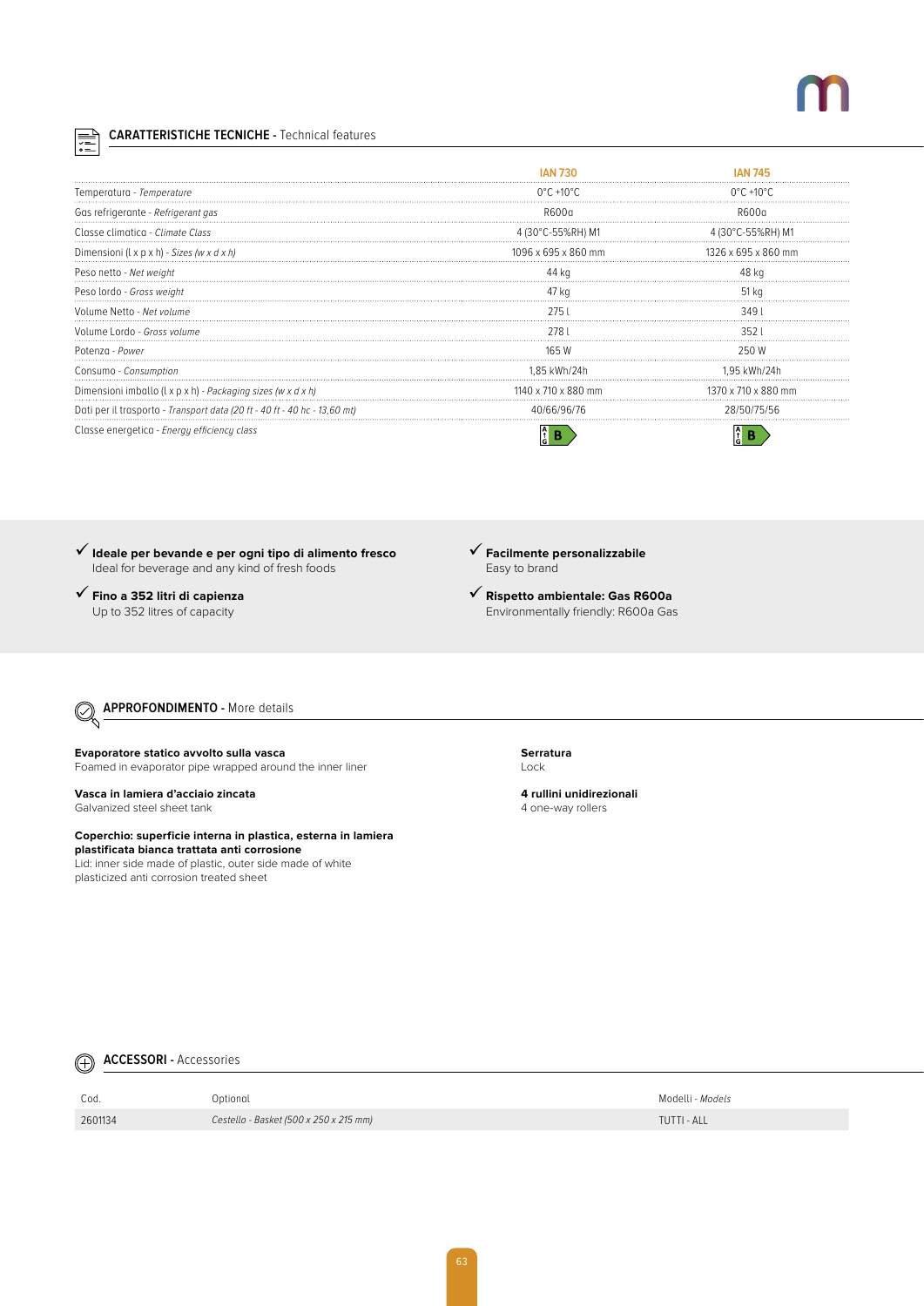## CARATTERISTICHE TECNICHE - Technical features

| | IAN 730 | IAN 745 |
|---|---|---|
| Temperatura - *Temperature* | 0°C +10°C | 0°C +10°C |
| Gas refrigerante - *Refrigerant gas* | R600a | R600a |
| Classe climatica - *Climate Class* | 4 (30°C-55%RH) M1 | 4 (30°C-55%RH) M1 |
| Dimensioni (l x p x h) - *Sizes (w x d x h)* | 1096 x 695 x 860 mm | 1326 x 695 x 860 mm |
| Peso netto - *Net weight* | 44 kg | 48 kg |
| Peso lordo - *Gross weight* | 47 kg | 51 kg |
| Volume Netto - *Net volume* | 275 l | 349 l |
| Volume Lordo - *Gross volume* | 278 l | 352 l |
| Potenza - *Power* | 165 W | 250 W |
| Consumo - *Consumption* | 1,85 kWh/24h | 1,95 kWh/24h |
| Dimensioni imballo (l x p x h) - *Packaging sizes (w x d x h)* | 1140 x 710 x 880 mm | 1370 x 710 x 880 mm |
| Dati per il trasporto - *Transport data (20 ft - 40 ft - 40 hc - 13,60 mt)* | 40/66/96/76 | 28/50/75/56 |
| Classe energetica - *Energy efficiency class* | B | B |

- ✓ **Ideale per bevande e per ogni tipo di alimento fresco**
  Ideal for beverage and any kind of fresh foods
- ✓ **Fino a 352 litri di capienza**
  Up to 352 litres of capacity
- ✓ **Facilmente personalizzabile**
  Easy to brand
- ✓ **Rispetto ambientale: Gas R600a**
  Environmentally friendly: R600a Gas

## APPROFONDIMENTO - More details

**Evaporatore statico avvolto sulla vasca**
Foamed in evaporator pipe wrapped around the inner liner

**Vasca in lamiera d'acciaio zincata**
Galvanized steel sheet tank

**Coperchio: superficie interna in plastica, esterna in lamiera plastificata bianca trattata anti corrosione**
Lid: inner side made of plastic, outer side made of white plasticized anti corrosion treated sheet

**Serratura**
Lock

**4 rullini unidirezionali**
4 one-way rollers

## ACCESSORI - Accessories

| Cod. | Optional | Modelli - *Models* |
|---|---|---|
| 2601134 | *Cestello - Basket (500 x 250 x 215 mm)* | TUTTI - ALL |